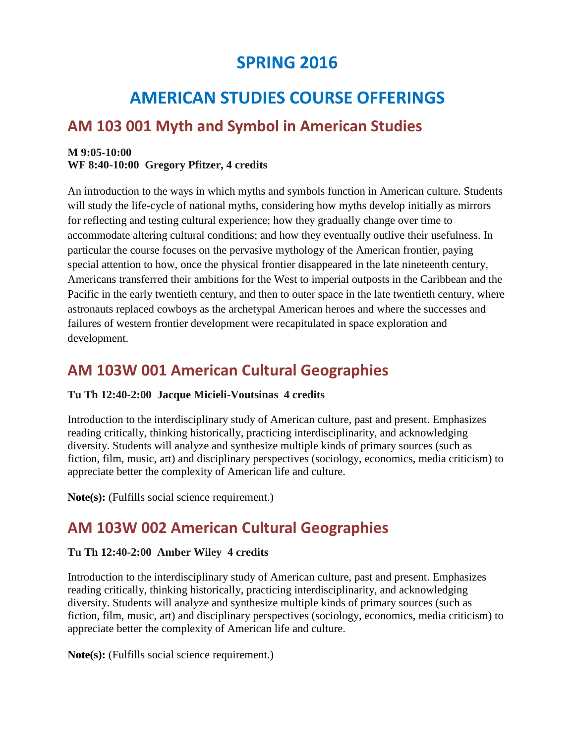# SPRING 2016

# AMERICAN STUDIES COURSE OFFERINGS

## AM 103 001 Myth and Symbol in American Studies

**M 9:05-10:00**
**WF 8:40-10:00  Gregory Pfitzer, 4 credits**

An introduction to the ways in which myths and symbols function in American culture. Students will study the life-cycle of national myths, considering how myths develop initially as mirrors for reflecting and testing cultural experience; how they gradually change over time to accommodate altering cultural conditions; and how they eventually outlive their usefulness. In particular the course focuses on the pervasive mythology of the American frontier, paying special attention to how, once the physical frontier disappeared in the late nineteenth century, Americans transferred their ambitions for the West to imperial outposts in the Caribbean and the Pacific in the early twentieth century, and then to outer space in the late twentieth century, where astronauts replaced cowboys as the archetypal American heroes and where the successes and failures of western frontier development were recapitulated in space exploration and development.

## AM 103W 001 American Cultural Geographies

**Tu Th 12:40-2:00  Jacque Micieli-Voutsinas  4 credits**

Introduction to the interdisciplinary study of American culture, past and present. Emphasizes reading critically, thinking historically, practicing interdisciplinarity, and acknowledging diversity. Students will analyze and synthesize multiple kinds of primary sources (such as fiction, film, music, art) and disciplinary perspectives (sociology, economics, media criticism) to appreciate better the complexity of American life and culture.

**Note(s):** (Fulfills social science requirement.)

## AM 103W 002 American Cultural Geographies

**Tu Th 12:40-2:00  Amber Wiley  4 credits**

Introduction to the interdisciplinary study of American culture, past and present. Emphasizes reading critically, thinking historically, practicing interdisciplinarity, and acknowledging diversity. Students will analyze and synthesize multiple kinds of primary sources (such as fiction, film, music, art) and disciplinary perspectives (sociology, economics, media criticism) to appreciate better the complexity of American life and culture.

**Note(s):** (Fulfills social science requirement.)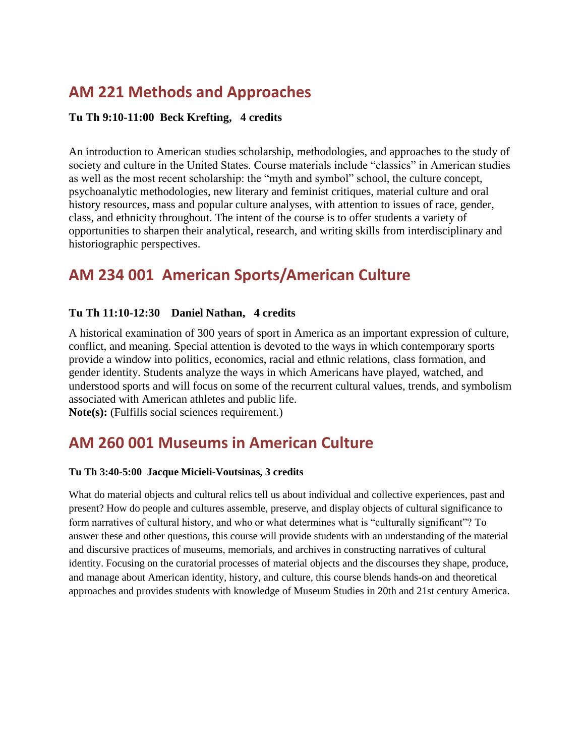## AM 221 Methods and Approaches

**Tu Th 9:10-11:00 Beck Krefting, 4 credits**

An introduction to American studies scholarship, methodologies, and approaches to the study of society and culture in the United States. Course materials include "classics" in American studies as well as the most recent scholarship: the "myth and symbol" school, the culture concept, psychoanalytic methodologies, new literary and feminist critiques, material culture and oral history resources, mass and popular culture analyses, with attention to issues of race, gender, class, and ethnicity throughout. The intent of the course is to offer students a variety of opportunities to sharpen their analytical, research, and writing skills from interdisciplinary and historiographic perspectives.

## AM 234 001 American Sports/American Culture

**Tu Th 11:10-12:30 Daniel Nathan, 4 credits**

A historical examination of 300 years of sport in America as an important expression of culture, conflict, and meaning. Special attention is devoted to the ways in which contemporary sports provide a window into politics, economics, racial and ethnic relations, class formation, and gender identity. Students analyze the ways in which Americans have played, watched, and understood sports and will focus on some of the recurrent cultural values, trends, and symbolism associated with American athletes and public life.
**Note(s):** (Fulfills social sciences requirement.)

## AM 260 001 Museums in American Culture

**Tu Th 3:40-5:00 Jacque Micieli-Voutsinas, 3 credits**

What do material objects and cultural relics tell us about individual and collective experiences, past and present? How do people and cultures assemble, preserve, and display objects of cultural significance to form narratives of cultural history, and who or what determines what is "culturally significant"? To answer these and other questions, this course will provide students with an understanding of the material and discursive practices of museums, memorials, and archives in constructing narratives of cultural identity. Focusing on the curatorial processes of material objects and the discourses they shape, produce, and manage about American identity, history, and culture, this course blends hands-on and theoretical approaches and provides students with knowledge of Museum Studies in 20th and 21st century America.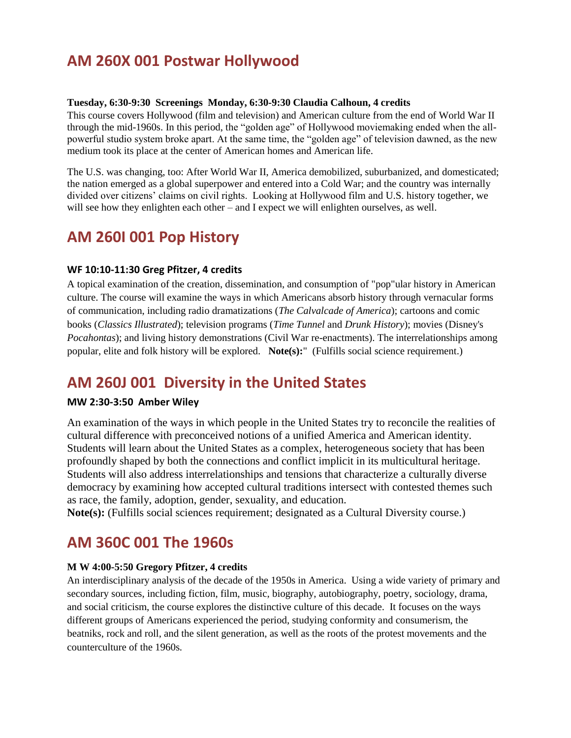## AM 260X 001 Postwar Hollywood

**Tuesday, 6:30-9:30 Screenings Monday, 6:30-9:30 Claudia Calhoun, 4 credits**

This course covers Hollywood (film and television) and American culture from the end of World War II through the mid-1960s. In this period, the "golden age" of Hollywood moviemaking ended when the all-powerful studio system broke apart. At the same time, the "golden age" of television dawned, as the new medium took its place at the center of American homes and American life.

The U.S. was changing, too: After World War II, America demobilized, suburbanized, and domesticated; the nation emerged as a global superpower and entered into a Cold War; and the country was internally divided over citizens' claims on civil rights. Looking at Hollywood film and U.S. history together, we will see how they enlighten each other – and I expect we will enlighten ourselves, as well.

## AM 260I 001 Pop History

**WF 10:10-11:30 Greg Pfitzer, 4 credits**

A topical examination of the creation, dissemination, and consumption of "pop"ular history in American culture. The course will examine the ways in which Americans absorb history through vernacular forms of communication, including radio dramatizations (*The Calvalcade of America*); cartoons and comic books (*Classics Illustrated*); television programs (*Time Tunnel* and *Drunk History*); movies (Disney's *Pocahontas*); and living history demonstrations (Civil War re-enactments). The interrelationships among popular, elite and folk history will be explored. **Note(s):**" (Fulfills social science requirement.)

## AM 260J 001 Diversity in the United States

**MW 2:30-3:50 Amber Wiley**

An examination of the ways in which people in the United States try to reconcile the realities of cultural difference with preconceived notions of a unified America and American identity. Students will learn about the United States as a complex, heterogeneous society that has been profoundly shaped by both the connections and conflict implicit in its multicultural heritage. Students will also address interrelationships and tensions that characterize a culturally diverse democracy by examining how accepted cultural traditions intersect with contested themes such as race, the family, adoption, gender, sexuality, and education.

**Note(s):** (Fulfills social sciences requirement; designated as a Cultural Diversity course.)

## AM 360C 001 The 1960s

**M W 4:00-5:50 Gregory Pfitzer, 4 credits**

An interdisciplinary analysis of the decade of the 1950s in America. Using a wide variety of primary and secondary sources, including fiction, film, music, biography, autobiography, poetry, sociology, drama, and social criticism, the course explores the distinctive culture of this decade. It focuses on the ways different groups of Americans experienced the period, studying conformity and consumerism, the beatniks, rock and roll, and the silent generation, as well as the roots of the protest movements and the counterculture of the 1960s.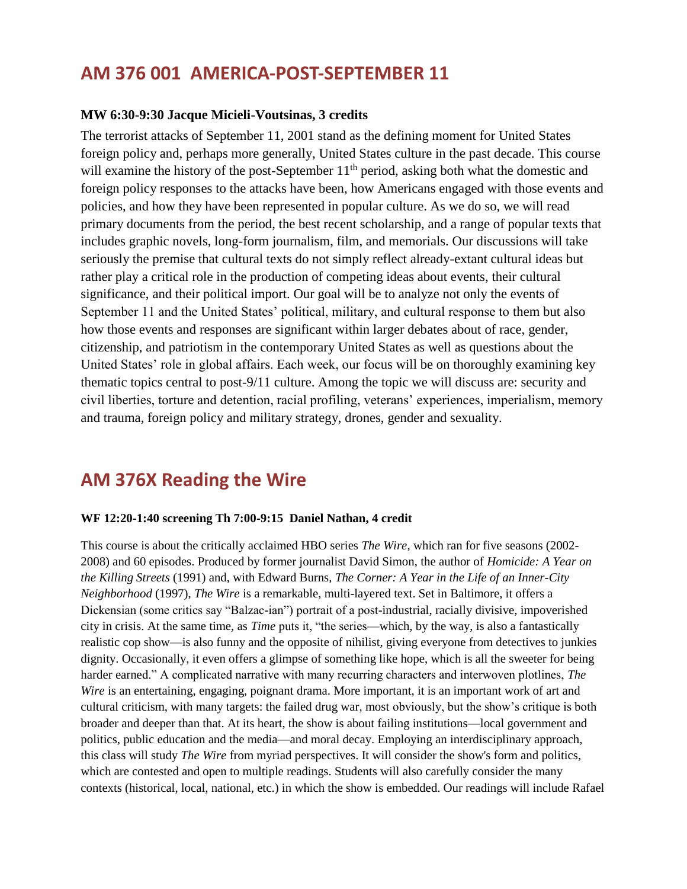## AM 376 001 AMERICA-POST-SEPTEMBER 11

**MW 6:30-9:30 Jacque Micieli-Voutsinas, 3 credits**

The terrorist attacks of September 11, 2001 stand as the defining moment for United States foreign policy and, perhaps more generally, United States culture in the past decade. This course will examine the history of the post-September 11th period, asking both what the domestic and foreign policy responses to the attacks have been, how Americans engaged with those events and policies, and how they have been represented in popular culture. As we do so, we will read primary documents from the period, the best recent scholarship, and a range of popular texts that includes graphic novels, long-form journalism, film, and memorials. Our discussions will take seriously the premise that cultural texts do not simply reflect already-extant cultural ideas but rather play a critical role in the production of competing ideas about events, their cultural significance, and their political import. Our goal will be to analyze not only the events of September 11 and the United States' political, military, and cultural response to them but also how those events and responses are significant within larger debates about of race, gender, citizenship, and patriotism in the contemporary United States as well as questions about the United States' role in global affairs. Each week, our focus will be on thoroughly examining key thematic topics central to post-9/11 culture. Among the topic we will discuss are: security and civil liberties, torture and detention, racial profiling, veterans' experiences, imperialism, memory and trauma, foreign policy and military strategy, drones, gender and sexuality.

## AM 376X Reading the Wire

**WF 12:20-1:40 screening Th 7:00-9:15 Daniel Nathan, 4 credit**

This course is about the critically acclaimed HBO series *The Wire*, which ran for five seasons (2002-2008) and 60 episodes. Produced by former journalist David Simon, the author of *Homicide: A Year on the Killing Streets* (1991) and, with Edward Burns, *The Corner: A Year in the Life of an Inner-City Neighborhood* (1997), *The Wire* is a remarkable, multi-layered text. Set in Baltimore, it offers a Dickensian (some critics say "Balzac-ian") portrait of a post-industrial, racially divisive, impoverished city in crisis. At the same time, as *Time* puts it, "the series—which, by the way, is also a fantastically realistic cop show—is also funny and the opposite of nihilist, giving everyone from detectives to junkies dignity. Occasionally, it even offers a glimpse of something like hope, which is all the sweeter for being harder earned." A complicated narrative with many recurring characters and interwoven plotlines, *The Wire* is an entertaining, engaging, poignant drama. More important, it is an important work of art and cultural criticism, with many targets: the failed drug war, most obviously, but the show's critique is both broader and deeper than that. At its heart, the show is about failing institutions—local government and politics, public education and the media—and moral decay. Employing an interdisciplinary approach, this class will study *The Wire* from myriad perspectives. It will consider the show's form and politics, which are contested and open to multiple readings. Students will also carefully consider the many contexts (historical, local, national, etc.) in which the show is embedded. Our readings will include Rafael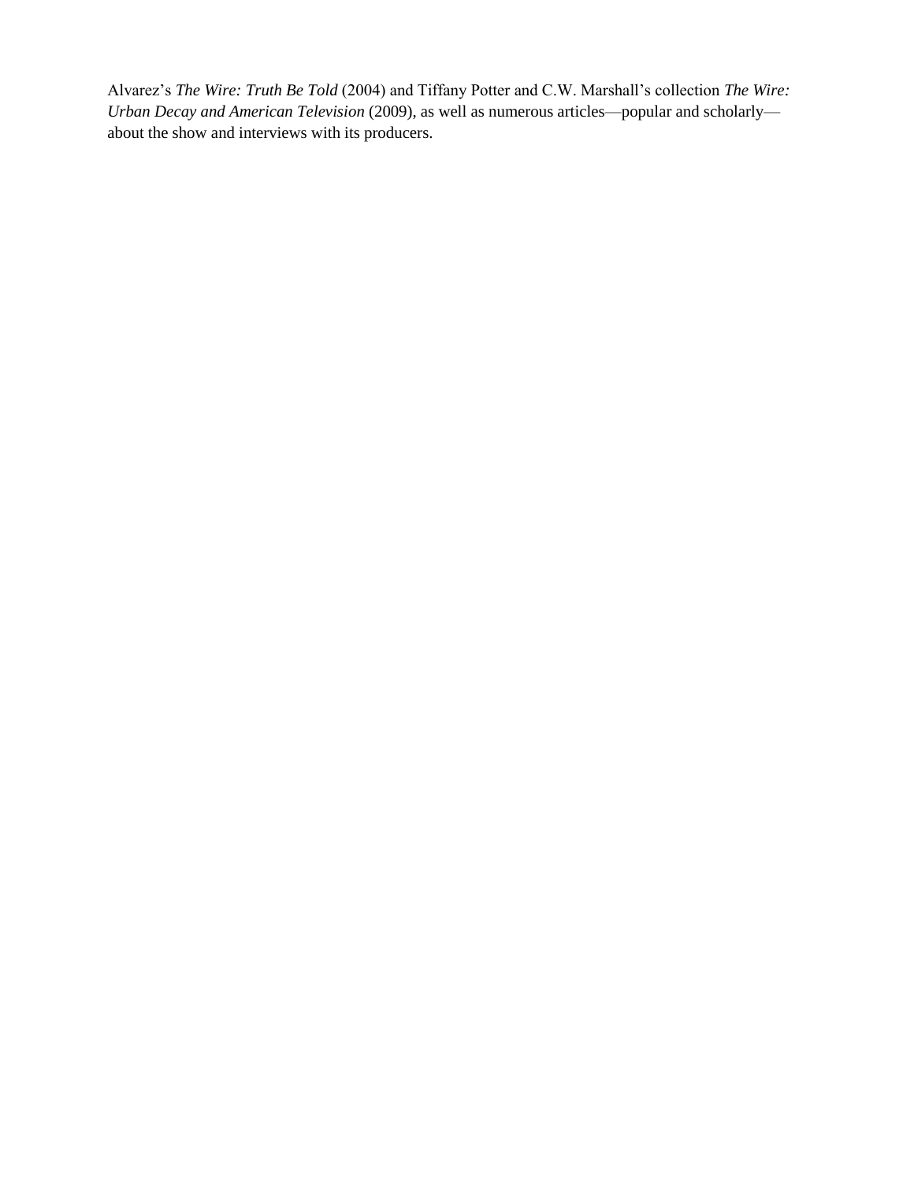Alvarez's *The Wire: Truth Be Told* (2004) and Tiffany Potter and C.W. Marshall's collection *The Wire: Urban Decay and American Television* (2009), as well as numerous articles—popular and scholarly—about the show and interviews with its producers.